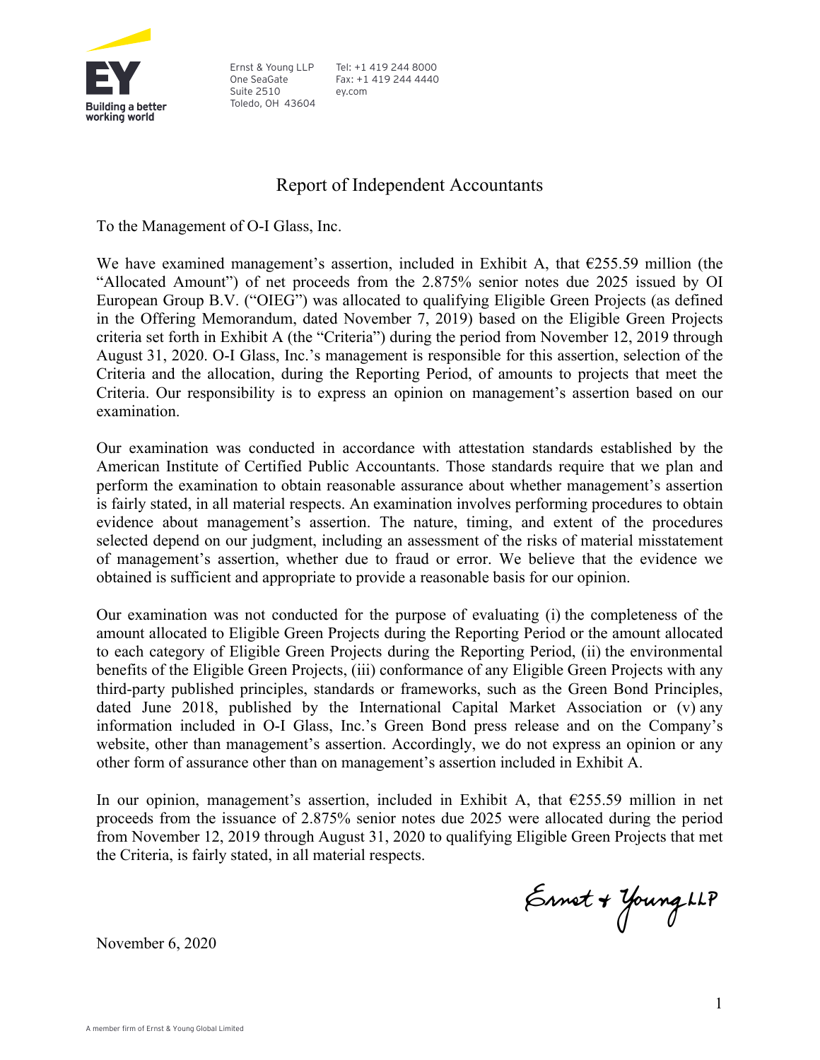Ernst & Young LLP
One SeaGate
Suite 2510
Toledo, OH 43604

Tel: +1 419 244 8000
Fax: +1 419 244 4440
ey.com

# Report of Independent Accountants

To the Management of O-I Glass, Inc.

We have examined management's assertion, included in Exhibit A, that €255.59 million (the "Allocated Amount") of net proceeds from the 2.875% senior notes due 2025 issued by OI European Group B.V. ("OIEG") was allocated to qualifying Eligible Green Projects (as defined in the Offering Memorandum, dated November 7, 2019) based on the Eligible Green Projects criteria set forth in Exhibit A (the "Criteria") during the period from November 12, 2019 through August 31, 2020. O-I Glass, Inc.'s management is responsible for this assertion, selection of the Criteria and the allocation, during the Reporting Period, of amounts to projects that meet the Criteria. Our responsibility is to express an opinion on management's assertion based on our examination.

Our examination was conducted in accordance with attestation standards established by the American Institute of Certified Public Accountants. Those standards require that we plan and perform the examination to obtain reasonable assurance about whether management's assertion is fairly stated, in all material respects. An examination involves performing procedures to obtain evidence about management's assertion. The nature, timing, and extent of the procedures selected depend on our judgment, including an assessment of the risks of material misstatement of management's assertion, whether due to fraud or error. We believe that the evidence we obtained is sufficient and appropriate to provide a reasonable basis for our opinion.

Our examination was not conducted for the purpose of evaluating (i) the completeness of the amount allocated to Eligible Green Projects during the Reporting Period or the amount allocated to each category of Eligible Green Projects during the Reporting Period, (ii) the environmental benefits of the Eligible Green Projects, (iii) conformance of any Eligible Green Projects with any third-party published principles, standards or frameworks, such as the Green Bond Principles, dated June 2018, published by the International Capital Market Association or (v) any information included in O-I Glass, Inc.'s Green Bond press release and on the Company's website, other than management's assertion. Accordingly, we do not express an opinion or any other form of assurance other than on management's assertion included in Exhibit A.

In our opinion, management's assertion, included in Exhibit A, that €255.59 million in net proceeds from the issuance of 2.875% senior notes due 2025 were allocated during the period from November 12, 2019 through August 31, 2020 to qualifying Eligible Green Projects that met the Criteria, is fairly stated, in all material respects.

Ernst & Young LLP

November 6, 2020

A member firm of Ernst & Young Global Limited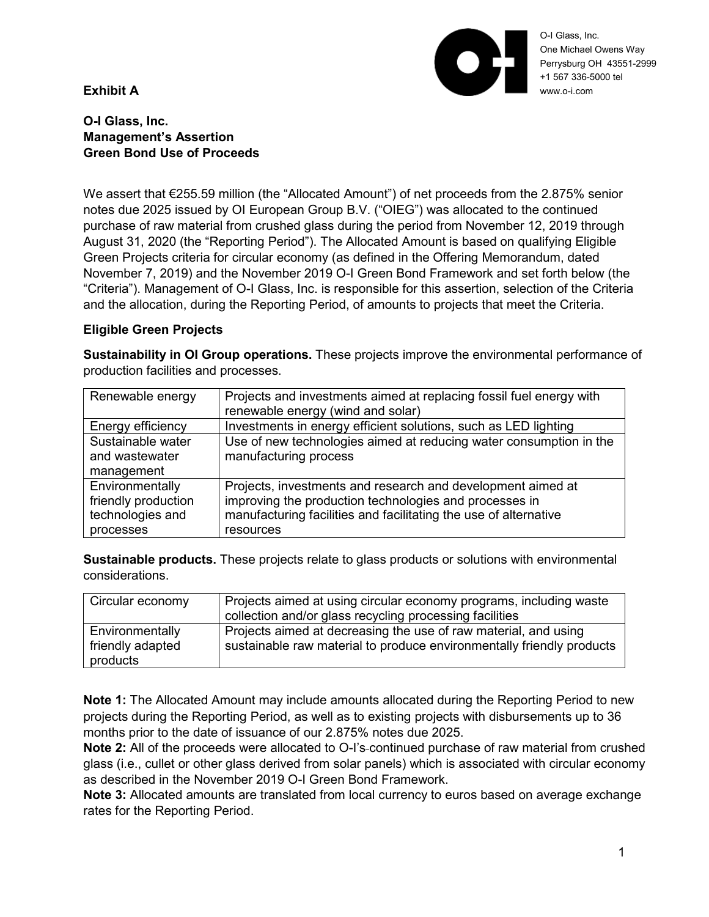**Exhibit A**

O-I Glass, Inc.
One Michael Owens Way
Perrysburg OH 43551-2999
+1 567 336-5000 tel
www.o-i.com

**O-I Glass, Inc.**
**Management's Assertion**
**Green Bond Use of Proceeds**

We assert that €255.59 million (the "Allocated Amount") of net proceeds from the 2.875% senior notes due 2025 issued by OI European Group B.V. ("OIEG") was allocated to the continued purchase of raw material from crushed glass during the period from November 12, 2019 through August 31, 2020 (the "Reporting Period"). The Allocated Amount is based on qualifying Eligible Green Projects criteria for circular economy (as defined in the Offering Memorandum, dated November 7, 2019) and the November 2019 O-I Green Bond Framework and set forth below (the "Criteria"). Management of O-I Glass, Inc. is responsible for this assertion, selection of the Criteria and the allocation, during the Reporting Period, of amounts to projects that meet the Criteria.

**Eligible Green Projects**

**Sustainability in OI Group operations.** These projects improve the environmental performance of production facilities and processes.

| | |
|---|---|
| Renewable energy | Projects and investments aimed at replacing fossil fuel energy with renewable energy (wind and solar) |
| Energy efficiency | Investments in energy efficient solutions, such as LED lighting |
| Sustainable water and wastewater management | Use of new technologies aimed at reducing water consumption in the manufacturing process |
| Environmentally friendly production technologies and processes | Projects, investments and research and development aimed at improving the production technologies and processes in manufacturing facilities and facilitating the use of alternative resources |

**Sustainable products.** These projects relate to glass products or solutions with environmental considerations.

| | |
|---|---|
| Circular economy | Projects aimed at using circular economy programs, including waste collection and/or glass recycling processing facilities |
| Environmentally friendly adapted products | Projects aimed at decreasing the use of raw material, and using sustainable raw material to produce environmentally friendly products |

**Note 1:** The Allocated Amount may include amounts allocated during the Reporting Period to new projects during the Reporting Period, as well as to existing projects with disbursements up to 36 months prior to the date of issuance of our 2.875% notes due 2025.
**Note 2:** All of the proceeds were allocated to O-I's continued purchase of raw material from crushed glass (i.e., cullet or other glass derived from solar panels) which is associated with circular economy as described in the November 2019 O-I Green Bond Framework.
**Note 3:** Allocated amounts are translated from local currency to euros based on average exchange rates for the Reporting Period.